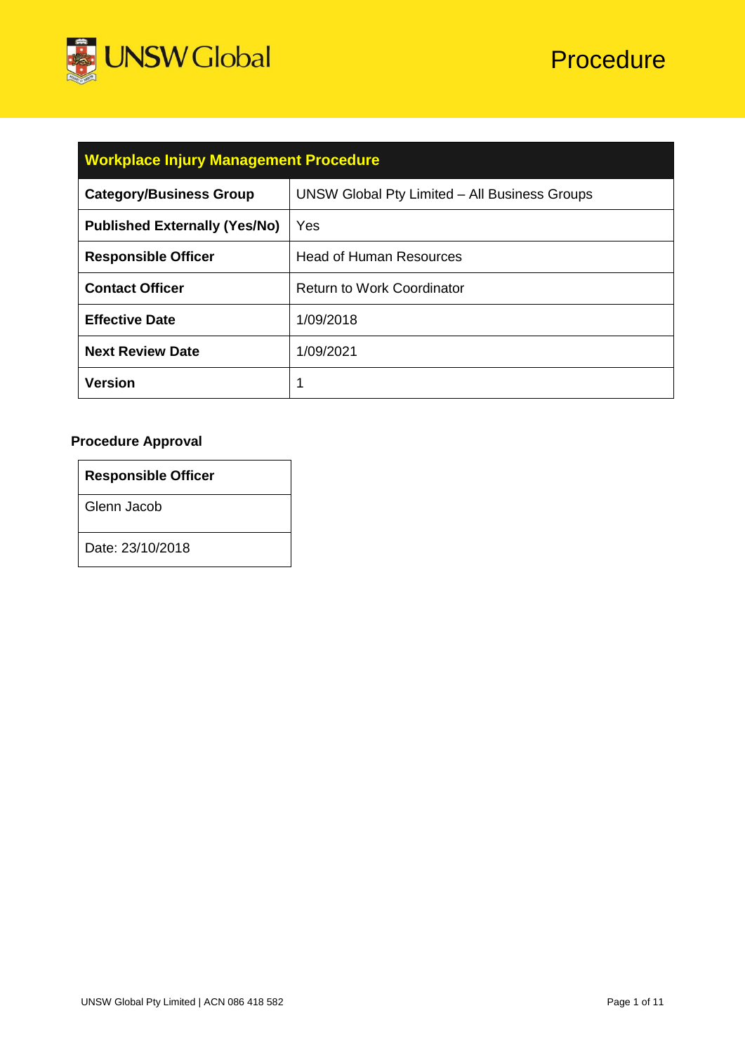UNSW Global

# Procedure

| Workplace Injury Management Procedure | |
|---|---|
| **Category/Business Group** | UNSW Global Pty Limited – All Business Groups |
| **Published Externally (Yes/No)** | Yes |
| **Responsible Officer** | Head of Human Resources |
| **Contact Officer** | Return to Work Coordinator |
| **Effective Date** | 1/09/2018 |
| **Next Review Date** | 1/09/2021 |
| **Version** | 1 |

**Procedure Approval**

| Responsible Officer |
|---|
| Glenn Jacob |
| Date: 23/10/2018 |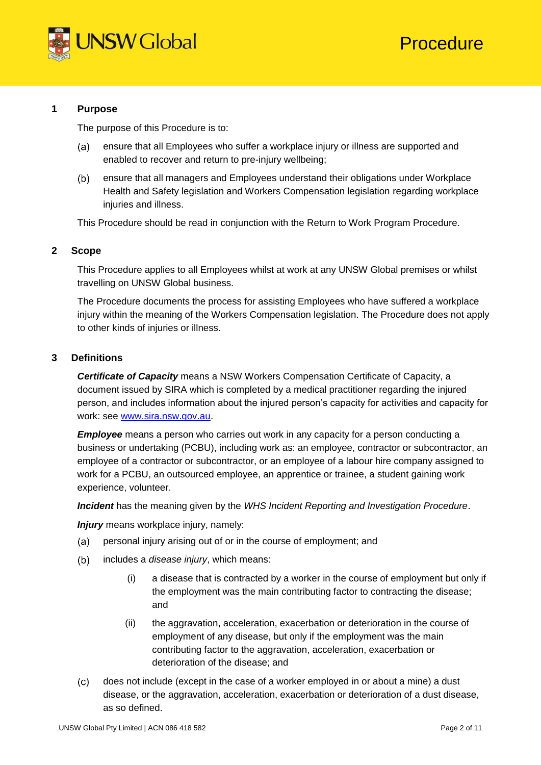## 1 Purpose

The purpose of this Procedure is to:

(a) ensure that all Employees who suffer a workplace injury or illness are supported and enabled to recover and return to pre-injury wellbeing;

(b) ensure that all managers and Employees understand their obligations under Workplace Health and Safety legislation and Workers Compensation legislation regarding workplace injuries and illness.

This Procedure should be read in conjunction with the Return to Work Program Procedure.

## 2 Scope

This Procedure applies to all Employees whilst at work at any UNSW Global premises or whilst travelling on UNSW Global business.

The Procedure documents the process for assisting Employees who have suffered a workplace injury within the meaning of the Workers Compensation legislation. The Procedure does not apply to other kinds of injuries or illness.

## 3 Definitions

***Certificate of Capacity*** means a NSW Workers Compensation Certificate of Capacity, a document issued by SIRA which is completed by a medical practitioner regarding the injured person, and includes information about the injured person's capacity for activities and capacity for work: see [www.sira.nsw.gov.au](http://www.sira.nsw.gov.au).

***Employee*** means a person who carries out work in any capacity for a person conducting a business or undertaking (PCBU), including work as: an employee, contractor or subcontractor, an employee of a contractor or subcontractor, or an employee of a labour hire company assigned to work for a PCBU, an outsourced employee, an apprentice or trainee, a student gaining work experience, volunteer.

***Incident*** has the meaning given by the *WHS Incident Reporting and Investigation Procedure*.

***Injury*** means workplace injury, namely:

(a) personal injury arising out of or in the course of employment; and

(b) includes a *disease injury*, which means:

  (i) a disease that is contracted by a worker in the course of employment but only if the employment was the main contributing factor to contracting the disease; and

  (ii) the aggravation, acceleration, exacerbation or deterioration in the course of employment of any disease, but only if the employment was the main contributing factor to the aggravation, acceleration, exacerbation or deterioration of the disease; and

(c) does not include (except in the case of a worker employed in or about a mine) a dust disease, or the aggravation, acceleration, exacerbation or deterioration of a dust disease, as so defined.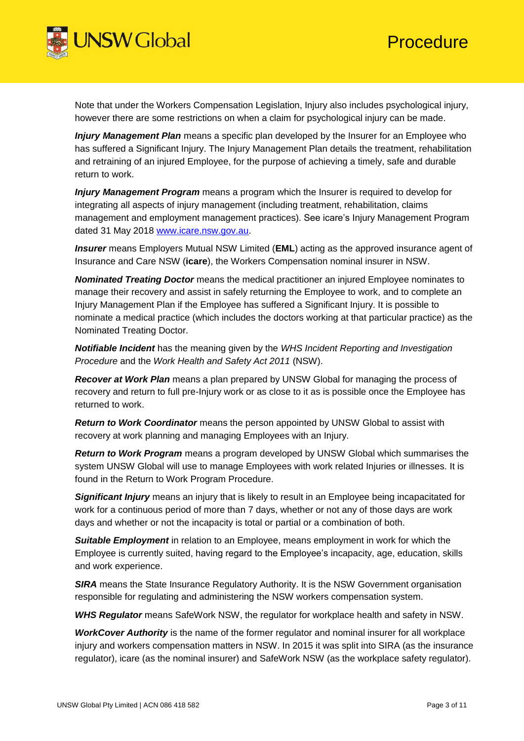Note that under the Workers Compensation Legislation, Injury also includes psychological injury, however there are some restrictions on when a claim for psychological injury can be made.

***Injury Management Plan*** means a specific plan developed by the Insurer for an Employee who has suffered a Significant Injury. The Injury Management Plan details the treatment, rehabilitation and retraining of an injured Employee, for the purpose of achieving a timely, safe and durable return to work.

***Injury Management Program*** means a program which the Insurer is required to develop for integrating all aspects of injury management (including treatment, rehabilitation, claims management and employment management practices). See icare's Injury Management Program dated 31 May 2018 [www.icare.nsw.gov.au](http://www.icare.nsw.gov.au).

***Insurer*** means Employers Mutual NSW Limited (**EML**) acting as the approved insurance agent of Insurance and Care NSW (**icare**), the Workers Compensation nominal insurer in NSW.

***Nominated Treating Doctor*** means the medical practitioner an injured Employee nominates to manage their recovery and assist in safely returning the Employee to work, and to complete an Injury Management Plan if the Employee has suffered a Significant Injury. It is possible to nominate a medical practice (which includes the doctors working at that particular practice) as the Nominated Treating Doctor.

***Notifiable Incident*** has the meaning given by the *WHS Incident Reporting and Investigation Procedure* and the *Work Health and Safety Act 2011* (NSW).

***Recover at Work Plan*** means a plan prepared by UNSW Global for managing the process of recovery and return to full pre-Injury work or as close to it as is possible once the Employee has returned to work.

***Return to Work Coordinator*** means the person appointed by UNSW Global to assist with recovery at work planning and managing Employees with an Injury.

***Return to Work Program*** means a program developed by UNSW Global which summarises the system UNSW Global will use to manage Employees with work related Injuries or illnesses. It is found in the Return to Work Program Procedure.

***Significant Injury*** means an injury that is likely to result in an Employee being incapacitated for work for a continuous period of more than 7 days, whether or not any of those days are work days and whether or not the incapacity is total or partial or a combination of both.

***Suitable Employment*** in relation to an Employee, means employment in work for which the Employee is currently suited, having regard to the Employee's incapacity, age, education, skills and work experience.

***SIRA*** means the State Insurance Regulatory Authority. It is the NSW Government organisation responsible for regulating and administering the NSW workers compensation system.

***WHS Regulator*** means SafeWork NSW, the regulator for workplace health and safety in NSW.

***WorkCover Authority*** is the name of the former regulator and nominal insurer for all workplace injury and workers compensation matters in NSW. In 2015 it was split into SIRA (as the insurance regulator), icare (as the nominal insurer) and SafeWork NSW (as the workplace safety regulator).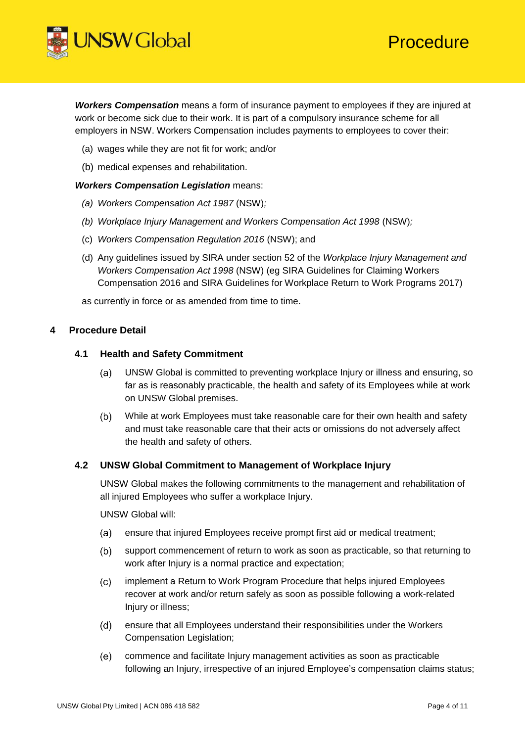***Workers Compensation*** means a form of insurance payment to employees if they are injured at work or become sick due to their work. It is part of a compulsory insurance scheme for all employers in NSW. Workers Compensation includes payments to employees to cover their:

(a) wages while they are not fit for work; and/or

(b) medical expenses and rehabilitation.

***Workers Compensation Legislation*** means:

*(a) Workers Compensation Act 1987* (NSW)*;*

*(b) Workplace Injury Management and Workers Compensation Act 1998* (NSW)*;*

(c) *Workers Compensation Regulation 2016* (NSW); and

(d) Any guidelines issued by SIRA under section 52 of the *Workplace Injury Management and Workers Compensation Act 1998* (NSW) (eg SIRA Guidelines for Claiming Workers Compensation 2016 and SIRA Guidelines for Workplace Return to Work Programs 2017)

as currently in force or as amended from time to time.

## 4 Procedure Detail

### 4.1 Health and Safety Commitment

(a) UNSW Global is committed to preventing workplace Injury or illness and ensuring, so far as is reasonably practicable, the health and safety of its Employees while at work on UNSW Global premises.

(b) While at work Employees must take reasonable care for their own health and safety and must take reasonable care that their acts or omissions do not adversely affect the health and safety of others.

### 4.2 UNSW Global Commitment to Management of Workplace Injury

UNSW Global makes the following commitments to the management and rehabilitation of all injured Employees who suffer a workplace Injury.

UNSW Global will:

(a) ensure that injured Employees receive prompt first aid or medical treatment;

(b) support commencement of return to work as soon as practicable, so that returning to work after Injury is a normal practice and expectation;

(c) implement a Return to Work Program Procedure that helps injured Employees recover at work and/or return safely as soon as possible following a work-related Injury or illness;

(d) ensure that all Employees understand their responsibilities under the Workers Compensation Legislation;

(e) commence and facilitate Injury management activities as soon as practicable following an Injury, irrespective of an injured Employee's compensation claims status;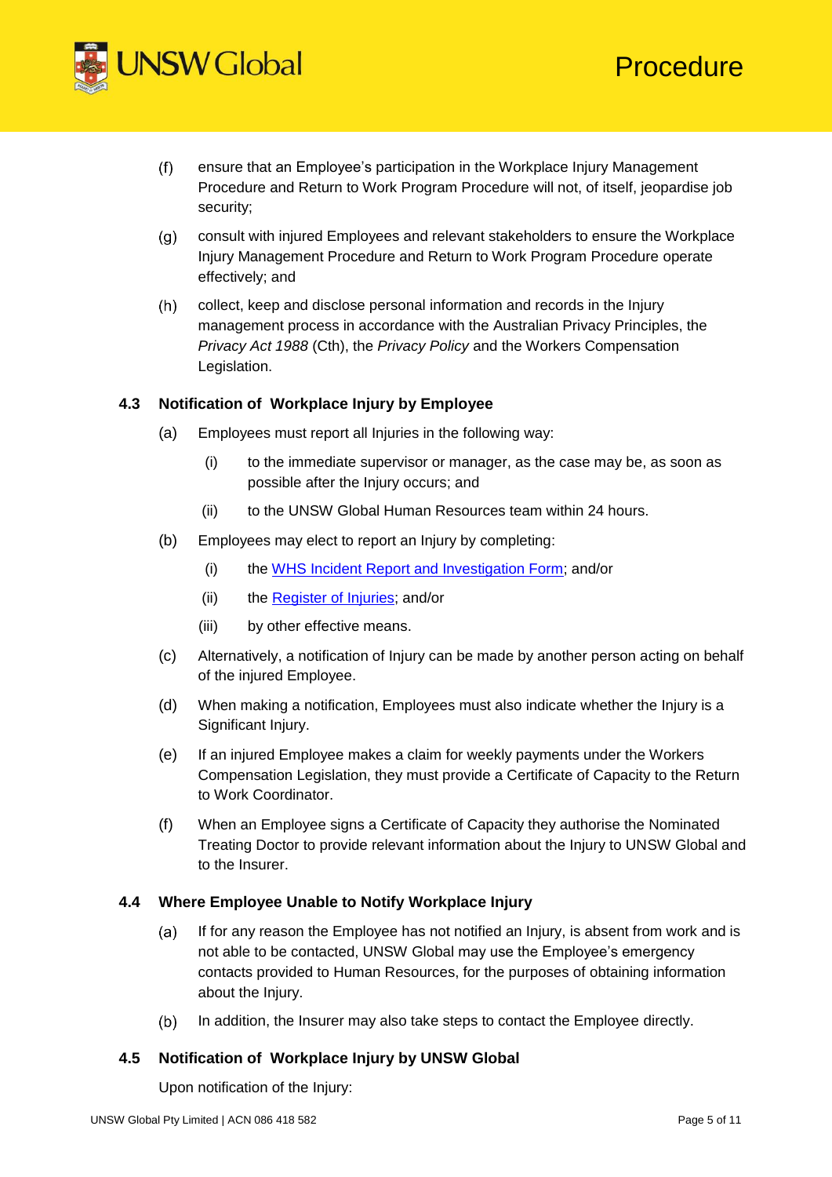(f) ensure that an Employee's participation in the Workplace Injury Management Procedure and Return to Work Program Procedure will not, of itself, jeopardise job security;

(g) consult with injured Employees and relevant stakeholders to ensure the Workplace Injury Management Procedure and Return to Work Program Procedure operate effectively; and

(h) collect, keep and disclose personal information and records in the Injury management process in accordance with the Australian Privacy Principles, the *Privacy Act 1988* (Cth), the *Privacy Policy* and the Workers Compensation Legislation.

### 4.3 Notification of Workplace Injury by Employee

(a) Employees must report all Injuries in the following way:

   (i) to the immediate supervisor or manager, as the case may be, as soon as possible after the Injury occurs; and

   (ii) to the UNSW Global Human Resources team within 24 hours.

(b) Employees may elect to report an Injury by completing:

   (i) the [WHS Incident Report and Investigation Form]; and/or

   (ii) the [Register of Injuries]; and/or

   (iii) by other effective means.

(c) Alternatively, a notification of Injury can be made by another person acting on behalf of the injured Employee.

(d) When making a notification, Employees must also indicate whether the Injury is a Significant Injury.

(e) If an injured Employee makes a claim for weekly payments under the Workers Compensation Legislation, they must provide a Certificate of Capacity to the Return to Work Coordinator.

(f) When an Employee signs a Certificate of Capacity they authorise the Nominated Treating Doctor to provide relevant information about the Injury to UNSW Global and to the Insurer.

### 4.4 Where Employee Unable to Notify Workplace Injury

(a) If for any reason the Employee has not notified an Injury, is absent from work and is not able to be contacted, UNSW Global may use the Employee's emergency contacts provided to Human Resources, for the purposes of obtaining information about the Injury.

(b) In addition, the Insurer may also take steps to contact the Employee directly.

### 4.5 Notification of Workplace Injury by UNSW Global

Upon notification of the Injury: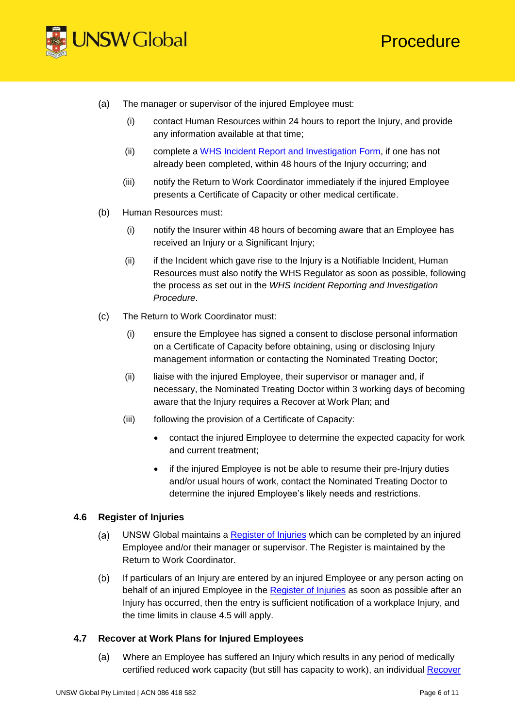(a) The manager or supervisor of the injured Employee must:

   (i) contact Human Resources within 24 hours to report the Injury, and provide any information available at that time;

   (ii) complete a [WHS Incident Report and Investigation Form](), if one has not already been completed, within 48 hours of the Injury occurring; and

   (iii) notify the Return to Work Coordinator immediately if the injured Employee presents a Certificate of Capacity or other medical certificate.

(b) Human Resources must:

   (i) notify the Insurer within 48 hours of becoming aware that an Employee has received an Injury or a Significant Injury;

   (ii) if the Incident which gave rise to the Injury is a Notifiable Incident, Human Resources must also notify the WHS Regulator as soon as possible, following the process as set out in the *WHS Incident Reporting and Investigation Procedure*.

(c) The Return to Work Coordinator must:

   (i) ensure the Employee has signed a consent to disclose personal information on a Certificate of Capacity before obtaining, using or disclosing Injury management information or contacting the Nominated Treating Doctor;

   (ii) liaise with the injured Employee, their supervisor or manager and, if necessary, the Nominated Treating Doctor within 3 working days of becoming aware that the Injury requires a Recover at Work Plan; and

   (iii) following the provision of a Certificate of Capacity:

   - contact the injured Employee to determine the expected capacity for work and current treatment;
   - if the injured Employee is not be able to resume their pre-Injury duties and/or usual hours of work, contact the Nominated Treating Doctor to determine the injured Employee's likely needs and restrictions.

### 4.6 Register of Injuries

(a) UNSW Global maintains a [Register of Injuries]() which can be completed by an injured Employee and/or their manager or supervisor. The Register is maintained by the Return to Work Coordinator.

(b) If particulars of an Injury are entered by an injured Employee or any person acting on behalf of an injured Employee in the [Register of Injuries]() as soon as possible after an Injury has occurred, then the entry is sufficient notification of a workplace Injury, and the time limits in clause 4.5 will apply.

### 4.7 Recover at Work Plans for Injured Employees

(a) Where an Employee has suffered an Injury which results in any period of medically certified reduced work capacity (but still has capacity to work), an individual [Recover]()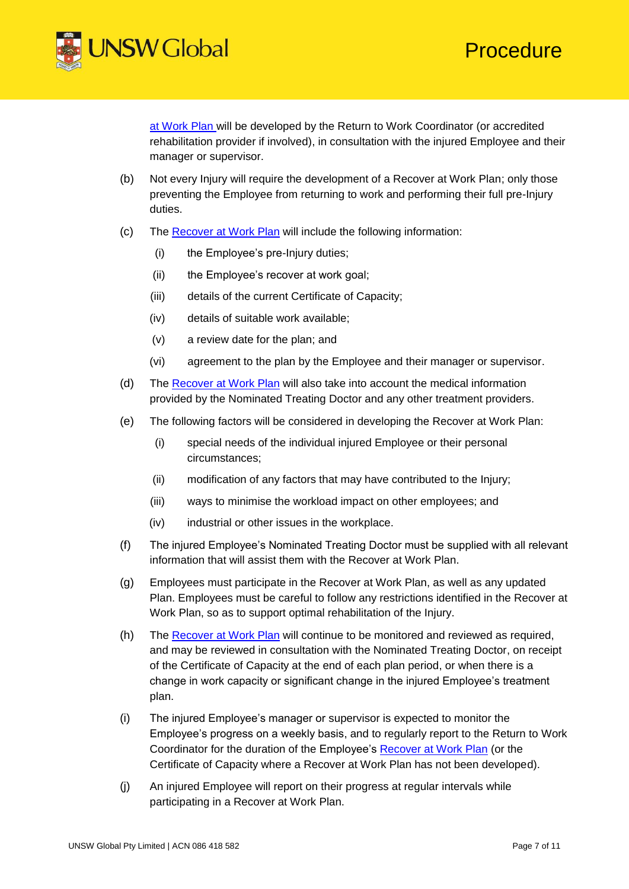at Work Plan will be developed by the Return to Work Coordinator (or accredited rehabilitation provider if involved), in consultation with the injured Employee and their manager or supervisor.

(b) Not every Injury will require the development of a Recover at Work Plan; only those preventing the Employee from returning to work and performing their full pre-Injury duties.

(c) The Recover at Work Plan will include the following information:

   (i) the Employee's pre-Injury duties;

   (ii) the Employee's recover at work goal;

   (iii) details of the current Certificate of Capacity;

   (iv) details of suitable work available;

   (v) a review date for the plan; and

   (vi) agreement to the plan by the Employee and their manager or supervisor.

(d) The Recover at Work Plan will also take into account the medical information provided by the Nominated Treating Doctor and any other treatment providers.

(e) The following factors will be considered in developing the Recover at Work Plan:

   (i) special needs of the individual injured Employee or their personal circumstances;

   (ii) modification of any factors that may have contributed to the Injury;

   (iii) ways to minimise the workload impact on other employees; and

   (iv) industrial or other issues in the workplace.

(f) The injured Employee's Nominated Treating Doctor must be supplied with all relevant information that will assist them with the Recover at Work Plan.

(g) Employees must participate in the Recover at Work Plan, as well as any updated Plan. Employees must be careful to follow any restrictions identified in the Recover at Work Plan, so as to support optimal rehabilitation of the Injury.

(h) The Recover at Work Plan will continue to be monitored and reviewed as required, and may be reviewed in consultation with the Nominated Treating Doctor, on receipt of the Certificate of Capacity at the end of each plan period, or when there is a change in work capacity or significant change in the injured Employee's treatment plan.

(i) The injured Employee's manager or supervisor is expected to monitor the Employee's progress on a weekly basis, and to regularly report to the Return to Work Coordinator for the duration of the Employee's Recover at Work Plan (or the Certificate of Capacity where a Recover at Work Plan has not been developed).

(j) An injured Employee will report on their progress at regular intervals while participating in a Recover at Work Plan.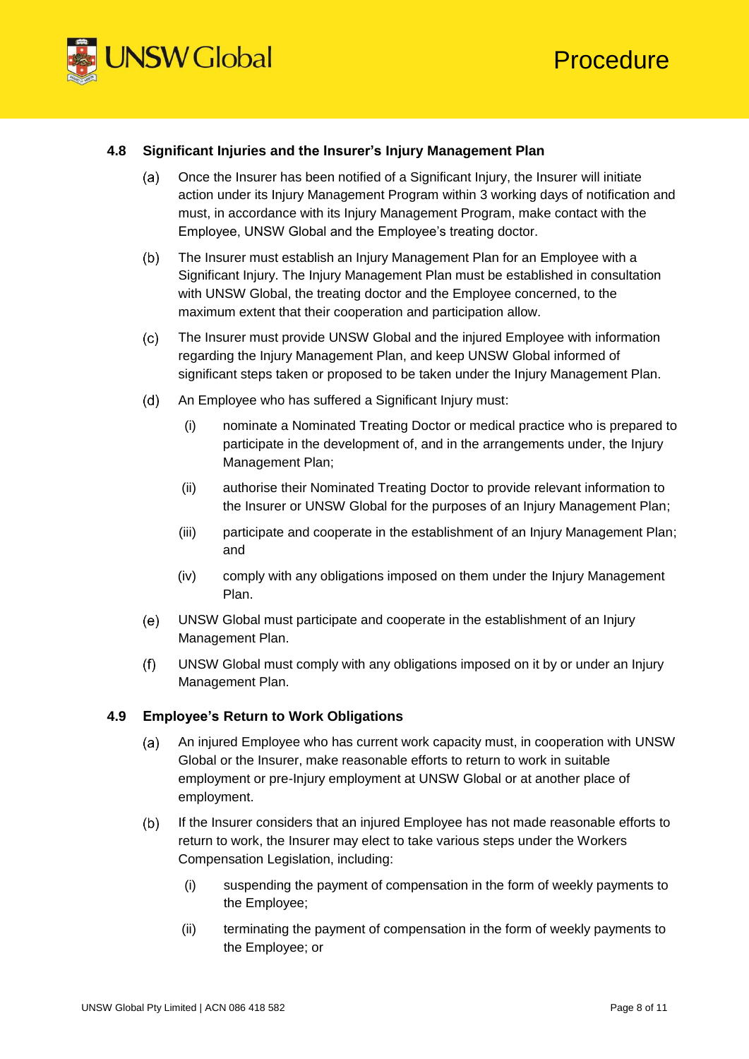### 4.8 Significant Injuries and the Insurer's Injury Management Plan

(a) Once the Insurer has been notified of a Significant Injury, the Insurer will initiate action under its Injury Management Program within 3 working days of notification and must, in accordance with its Injury Management Program, make contact with the Employee, UNSW Global and the Employee's treating doctor.

(b) The Insurer must establish an Injury Management Plan for an Employee with a Significant Injury. The Injury Management Plan must be established in consultation with UNSW Global, the treating doctor and the Employee concerned, to the maximum extent that their cooperation and participation allow.

(c) The Insurer must provide UNSW Global and the injured Employee with information regarding the Injury Management Plan, and keep UNSW Global informed of significant steps taken or proposed to be taken under the Injury Management Plan.

(d) An Employee who has suffered a Significant Injury must:

  (i) nominate a Nominated Treating Doctor or medical practice who is prepared to participate in the development of, and in the arrangements under, the Injury Management Plan;

  (ii) authorise their Nominated Treating Doctor to provide relevant information to the Insurer or UNSW Global for the purposes of an Injury Management Plan;

  (iii) participate and cooperate in the establishment of an Injury Management Plan; and

  (iv) comply with any obligations imposed on them under the Injury Management Plan.

(e) UNSW Global must participate and cooperate in the establishment of an Injury Management Plan.

(f) UNSW Global must comply with any obligations imposed on it by or under an Injury Management Plan.

### 4.9 Employee's Return to Work Obligations

(a) An injured Employee who has current work capacity must, in cooperation with UNSW Global or the Insurer, make reasonable efforts to return to work in suitable employment or pre-Injury employment at UNSW Global or at another place of employment.

(b) If the Insurer considers that an injured Employee has not made reasonable efforts to return to work, the Insurer may elect to take various steps under the Workers Compensation Legislation, including:

  (i) suspending the payment of compensation in the form of weekly payments to the Employee;

  (ii) terminating the payment of compensation in the form of weekly payments to the Employee; or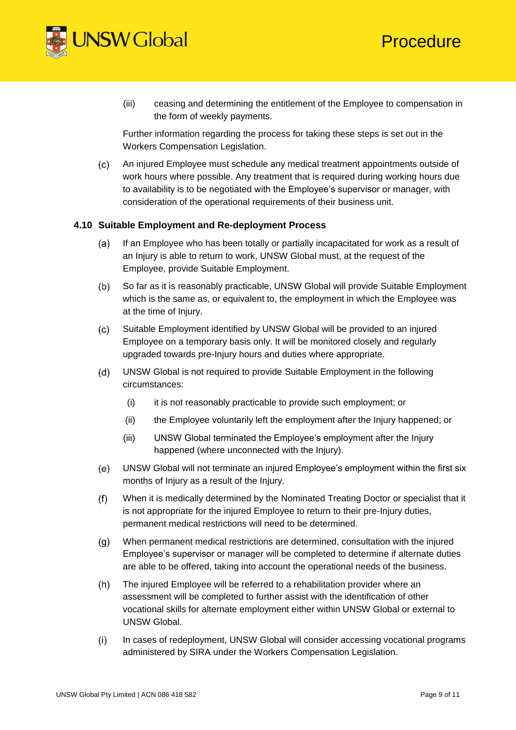(iii) ceasing and determining the entitlement of the Employee to compensation in the form of weekly payments.

Further information regarding the process for taking these steps is set out in the Workers Compensation Legislation.

(c) An injured Employee must schedule any medical treatment appointments outside of work hours where possible. Any treatment that is required during working hours due to availability is to be negotiated with the Employee's supervisor or manager, with consideration of the operational requirements of their business unit.

### 4.10 Suitable Employment and Re-deployment Process

(a) If an Employee who has been totally or partially incapacitated for work as a result of an Injury is able to return to work, UNSW Global must, at the request of the Employee, provide Suitable Employment.

(b) So far as it is reasonably practicable, UNSW Global will provide Suitable Employment which is the same as, or equivalent to, the employment in which the Employee was at the time of Injury.

(c) Suitable Employment identified by UNSW Global will be provided to an injured Employee on a temporary basis only. It will be monitored closely and regularly upgraded towards pre-Injury hours and duties where appropriate.

(d) UNSW Global is not required to provide Suitable Employment in the following circumstances:

  (i) it is not reasonably practicable to provide such employment; or

  (ii) the Employee voluntarily left the employment after the Injury happened; or

  (iii) UNSW Global terminated the Employee's employment after the Injury happened (where unconnected with the Injury).

(e) UNSW Global will not terminate an injured Employee's employment within the first six months of Injury as a result of the Injury.

(f) When it is medically determined by the Nominated Treating Doctor or specialist that it is not appropriate for the injured Employee to return to their pre-Injury duties, permanent medical restrictions will need to be determined.

(g) When permanent medical restrictions are determined, consultation with the injured Employee's supervisor or manager will be completed to determine if alternate duties are able to be offered, taking into account the operational needs of the business.

(h) The injured Employee will be referred to a rehabilitation provider where an assessment will be completed to further assist with the identification of other vocational skills for alternate employment either within UNSW Global or external to UNSW Global.

(i) In cases of redeployment, UNSW Global will consider accessing vocational programs administered by SIRA under the Workers Compensation Legislation.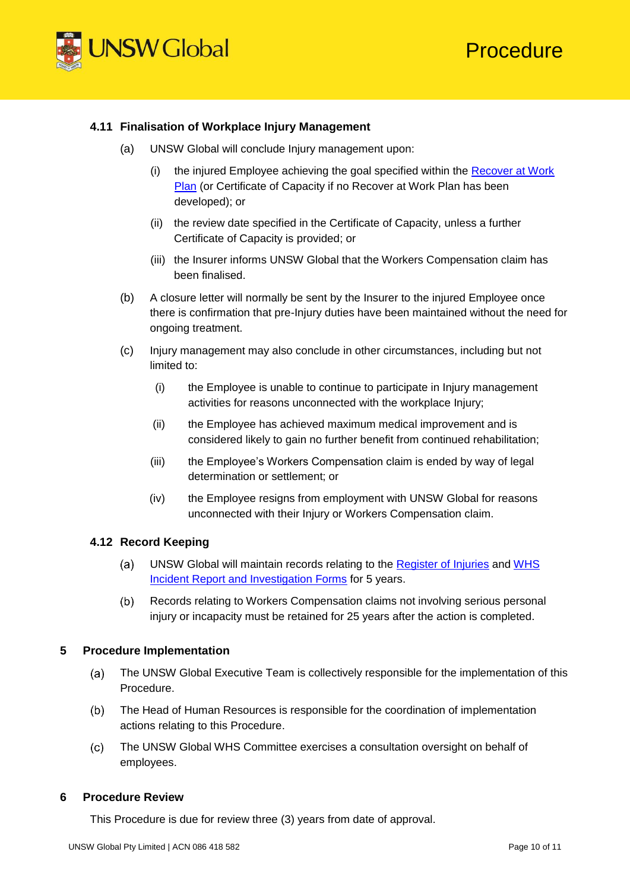### 4.11 Finalisation of Workplace Injury Management

(a) UNSW Global will conclude Injury management upon:

  (i) the injured Employee achieving the goal specified within the Recover at Work Plan (or Certificate of Capacity if no Recover at Work Plan has been developed); or

  (ii) the review date specified in the Certificate of Capacity, unless a further Certificate of Capacity is provided; or

  (iii) the Insurer informs UNSW Global that the Workers Compensation claim has been finalised.

(b) A closure letter will normally be sent by the Insurer to the injured Employee once there is confirmation that pre-Injury duties have been maintained without the need for ongoing treatment.

(c) Injury management may also conclude in other circumstances, including but not limited to:

  (i) the Employee is unable to continue to participate in Injury management activities for reasons unconnected with the workplace Injury;

  (ii) the Employee has achieved maximum medical improvement and is considered likely to gain no further benefit from continued rehabilitation;

  (iii) the Employee's Workers Compensation claim is ended by way of legal determination or settlement; or

  (iv) the Employee resigns from employment with UNSW Global for reasons unconnected with their Injury or Workers Compensation claim.

### 4.12 Record Keeping

(a) UNSW Global will maintain records relating to the Register of Injuries and WHS Incident Report and Investigation Forms for 5 years.

(b) Records relating to Workers Compensation claims not involving serious personal injury or incapacity must be retained for 25 years after the action is completed.

## 5 Procedure Implementation

(a) The UNSW Global Executive Team is collectively responsible for the implementation of this Procedure.

(b) The Head of Human Resources is responsible for the coordination of implementation actions relating to this Procedure.

(c) The UNSW Global WHS Committee exercises a consultation oversight on behalf of employees.

## 6 Procedure Review

This Procedure is due for review three (3) years from date of approval.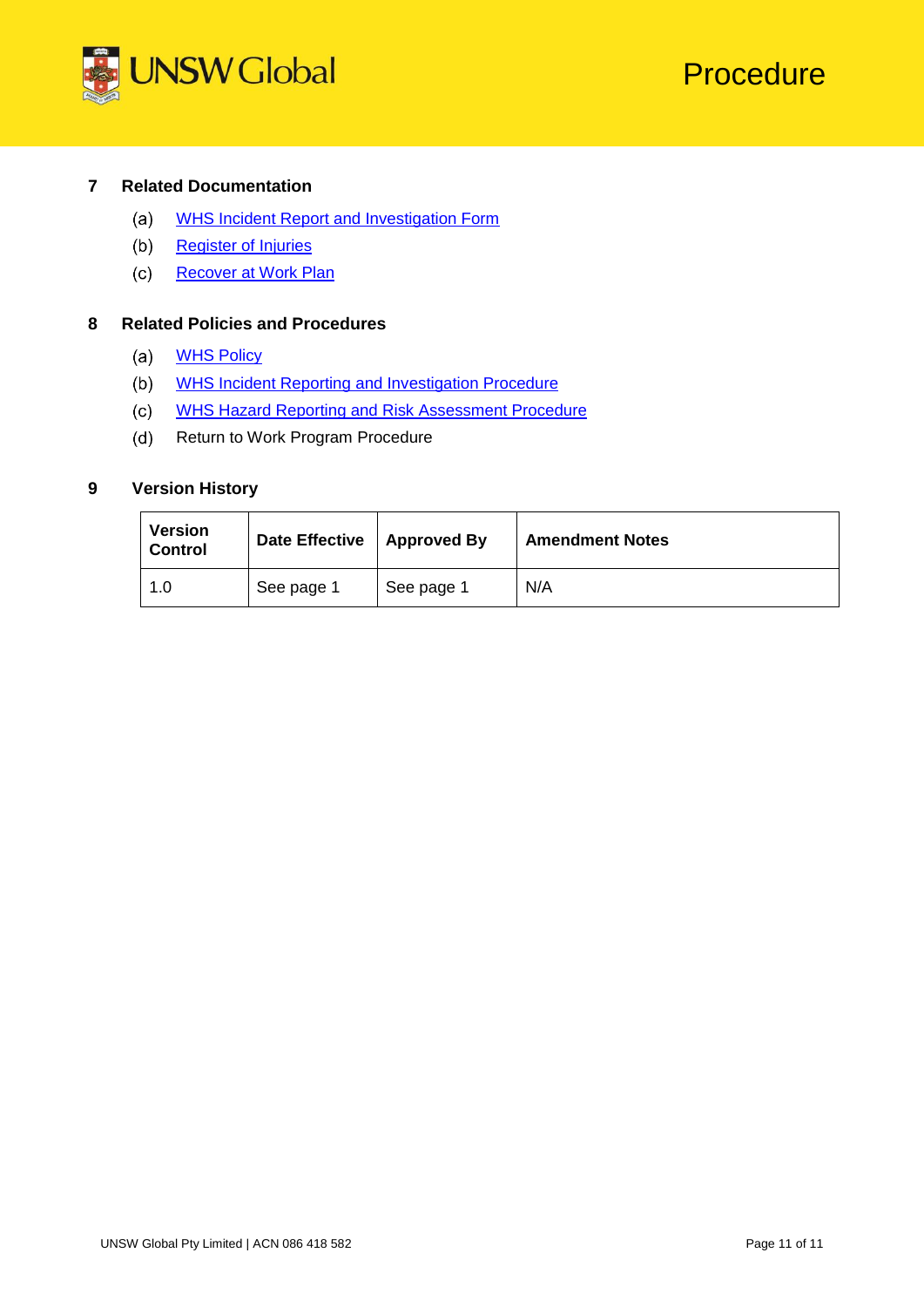## 7 Related Documentation

(a) WHS Incident Report and Investigation Form

(b) Register of Injuries

(c) Recover at Work Plan

## 8 Related Policies and Procedures

(a) WHS Policy

(b) WHS Incident Reporting and Investigation Procedure

(c) WHS Hazard Reporting and Risk Assessment Procedure

(d) Return to Work Program Procedure

## 9 Version History

| Version Control | Date Effective | Approved By | Amendment Notes |
|---|---|---|---|
| 1.0 | See page 1 | See page 1 | N/A |